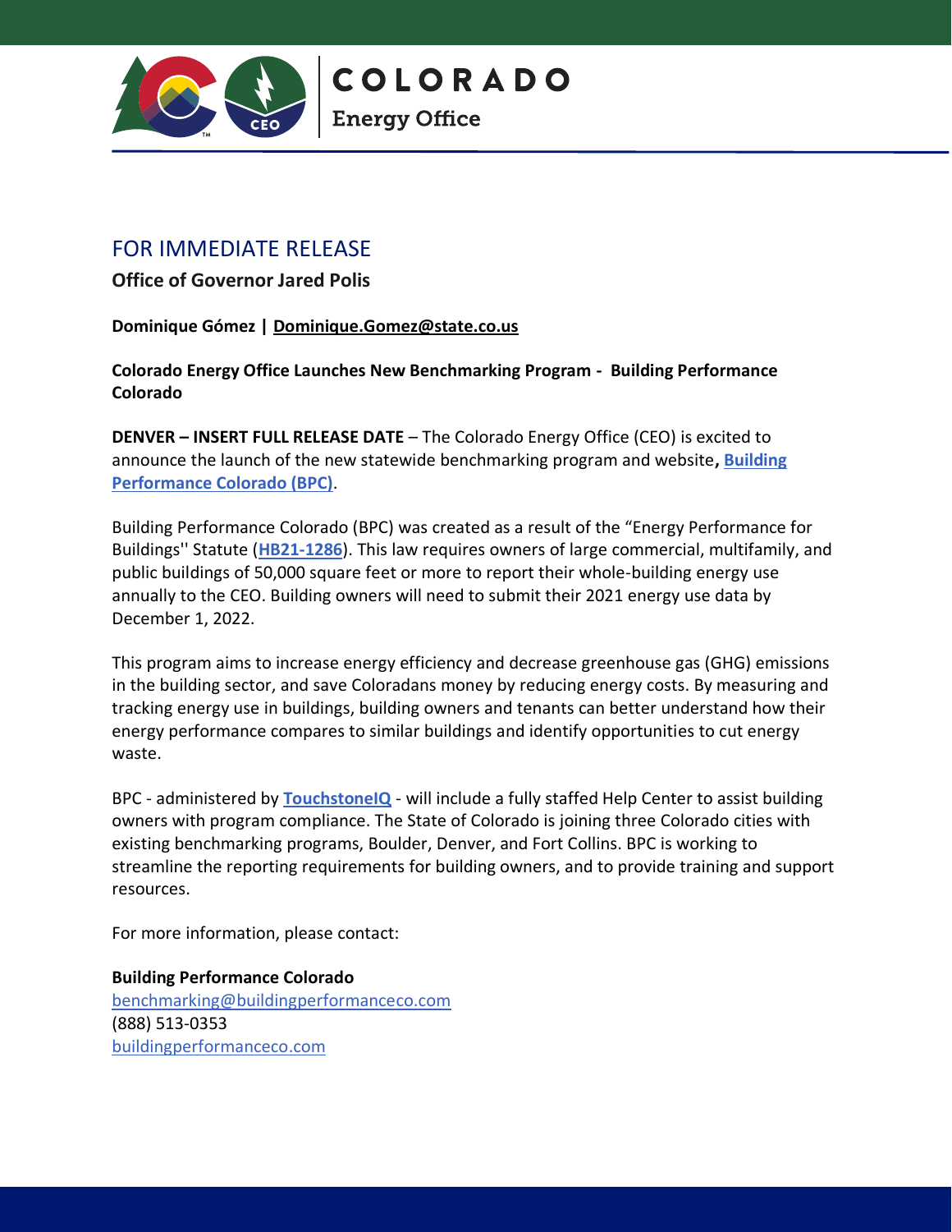COLORADO

Energy Office

# FOR IMMEDIATE RELEASE

**Office of Governor Jared Polis**

**Dominique Gómez | Dominique.Gomez@state.co.us**

**Colorado Energy Office Launches New Benchmarking Program - Building Performance Colorado**

**DENVER – INSERT FULL RELEASE DATE** – The Colorado Energy Office (CEO) is excited to announce the launch of the new statewide benchmarking program and website**,** **Building Performance Colorado (BPC)**.

Building Performance Colorado (BPC) was created as a result of the "Energy Performance for Buildings'' Statute (**HB21-1286**). This law requires owners of large commercial, multifamily, and public buildings of 50,000 square feet or more to report their whole-building energy use annually to the CEO. Building owners will need to submit their 2021 energy use data by December 1, 2022.

This program aims to increase energy efficiency and decrease greenhouse gas (GHG) emissions in the building sector, and save Coloradans money by reducing energy costs. By measuring and tracking energy use in buildings, building owners and tenants can better understand how their energy performance compares to similar buildings and identify opportunities to cut energy waste.

BPC - administered by **TouchstoneIQ** - will include a fully staffed Help Center to assist building owners with program compliance. The State of Colorado is joining three Colorado cities with existing benchmarking programs, Boulder, Denver, and Fort Collins. BPC is working to streamline the reporting requirements for building owners, and to provide training and support resources.

For more information, please contact:

**Building Performance Colorado**
benchmarking@buildingperformanceco.com
(888) 513-0353
buildingperformanceco.com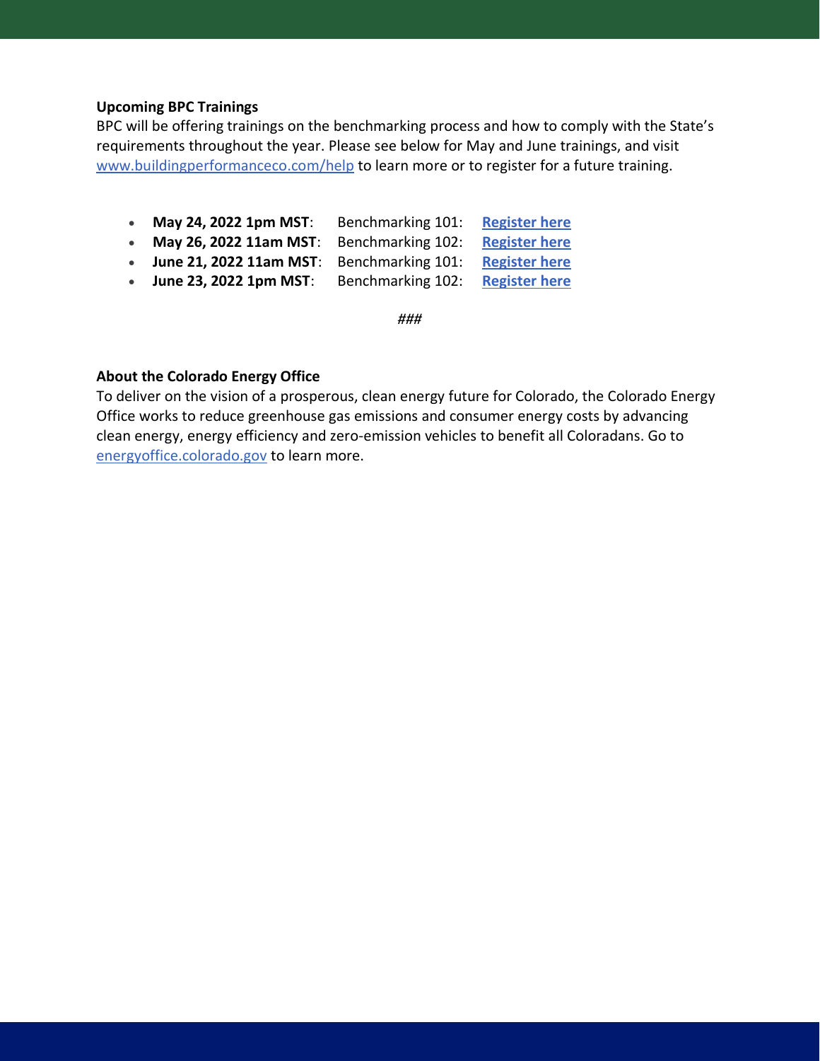**Upcoming BPC Trainings**

BPC will be offering trainings on the benchmarking process and how to comply with the State's requirements throughout the year. Please see below for May and June trainings, and visit www.buildingperformanceco.com/help to learn more or to register for a future training.

- **May 24, 2022 1pm MST**: Benchmarking 101: **Register here**
- **May 26, 2022 11am MST**: Benchmarking 102: **Register here**
- **June 21, 2022 11am MST**: Benchmarking 101: **Register here**
- **June 23, 2022 1pm MST**: Benchmarking 102: **Register here**

###

**About the Colorado Energy Office**

To deliver on the vision of a prosperous, clean energy future for Colorado, the Colorado Energy Office works to reduce greenhouse gas emissions and consumer energy costs by advancing clean energy, energy efficiency and zero-emission vehicles to benefit all Coloradans. Go to energyoffice.colorado.gov to learn more.